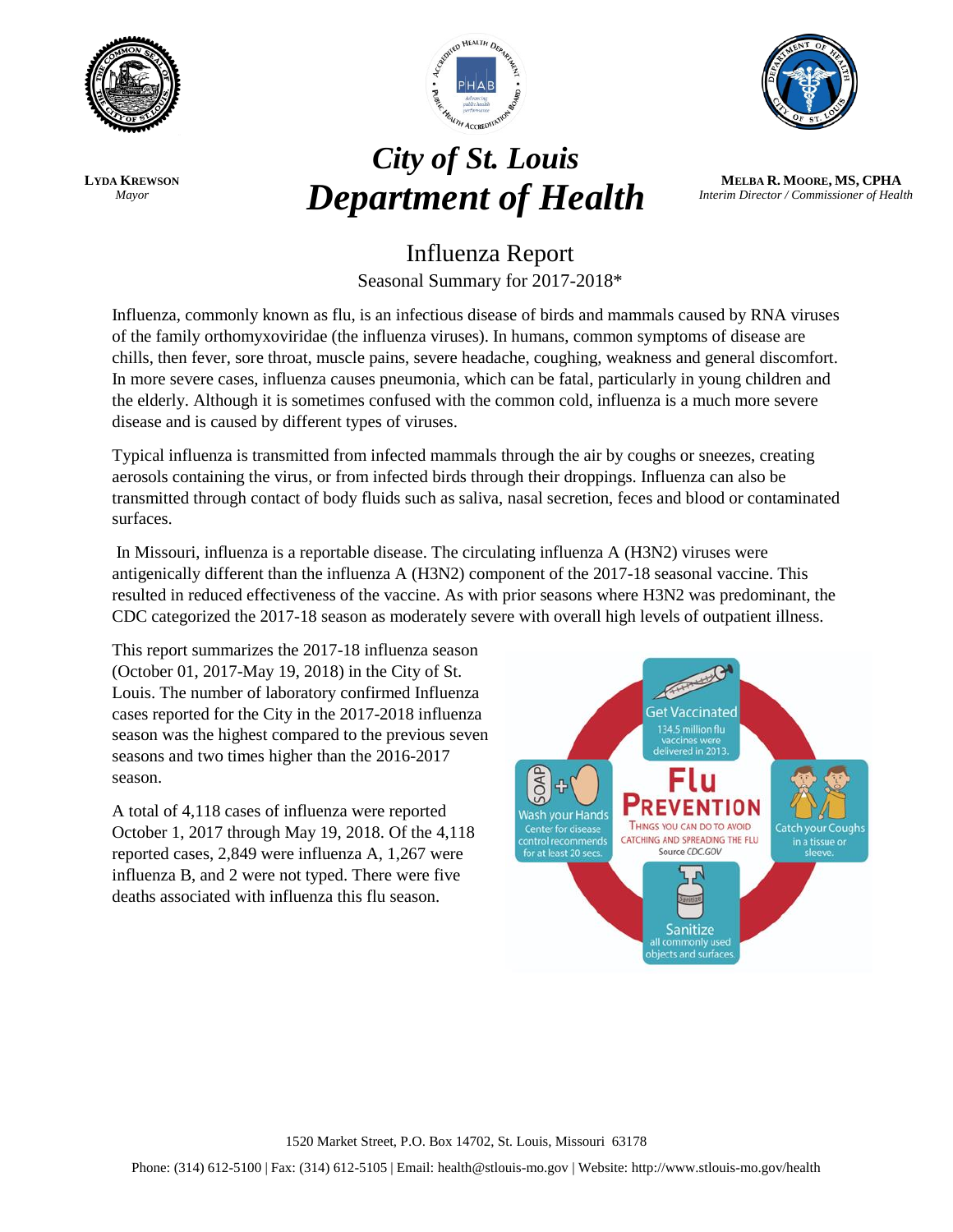**Lyda Krewson**
*Mayor*

# *City of St. Louis Department of Health*

**Melba R. Moore, MS, CPHA**
*Interim Director / Commissioner of Health*

## Influenza Report

Seasonal Summary for 2017-2018*

Influenza, commonly known as flu, is an infectious disease of birds and mammals caused by RNA viruses of the family orthomyxoviridae (the influenza viruses). In humans, common symptoms of disease are chills, then fever, sore throat, muscle pains, severe headache, coughing, weakness and general discomfort. In more severe cases, influenza causes pneumonia, which can be fatal, particularly in young children and the elderly. Although it is sometimes confused with the common cold, influenza is a much more severe disease and is caused by different types of viruses.

Typical influenza is transmitted from infected mammals through the air by coughs or sneezes, creating aerosols containing the virus, or from infected birds through their droppings. Influenza can also be transmitted through contact of body fluids such as saliva, nasal secretion, feces and blood or contaminated surfaces.

In Missouri, influenza is a reportable disease. The circulating influenza A (H3N2) viruses were antigenically different than the influenza A (H3N2) component of the 2017-18 seasonal vaccine. This resulted in reduced effectiveness of the vaccine. As with prior seasons where H3N2 was predominant, the CDC categorized the 2017-18 season as moderately severe with overall high levels of outpatient illness.

This report summarizes the 2017-18 influenza season (October 01, 2017-May 19, 2018) in the City of St. Louis. The number of laboratory confirmed Influenza cases reported for the City in the 2017-2018 influenza season was the highest compared to the previous seven seasons and two times higher than the 2016-2017 season.

A total of 4,118 cases of influenza were reported October 1, 2017 through May 19, 2018. Of the 4,118 reported cases, 2,849 were influenza A, 1,267 were influenza B, and 2 were not typed. There were five deaths associated with influenza this flu season.

**Flu Prevention** — Things you can do to avoid catching and spreading the flu. Source CDC.GOV

- **Get Vaccinated** — 134.5 million flu vaccines were delivered in 2013.
- **Wash your Hands** — Center for disease control recommends for at least 20 secs.
- **Catch your Coughs** — in a tissue or sleeve.
- **Sanitize** — all commonly used objects and surfaces.

1520 Market Street, P.O. Box 14702, St. Louis, Missouri 63178

Phone: (314) 612-5100 | Fax: (314) 612-5105 | Email: health@stlouis-mo.gov | Website: http://www.stlouis-mo.gov/health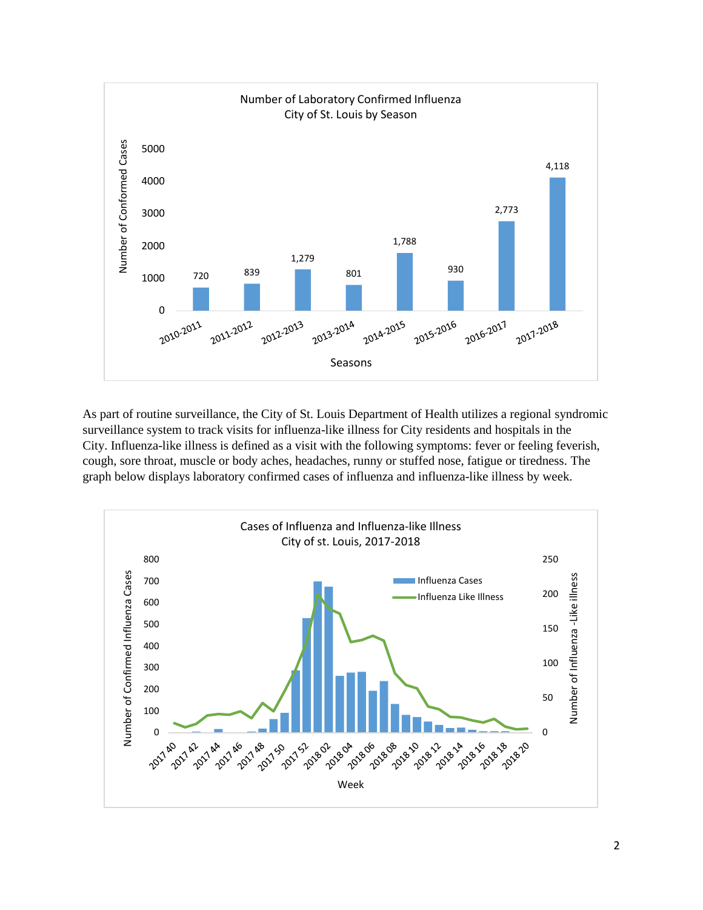**Number of Laboratory Confirmed Influenza**
**City of St. Louis by Season**

| Season | Number of Conformed Cases |
| --- | --- |
| 2010-2011 | 720 |
| 2011-2012 | 839 |
| 2012-2013 | 1,279 |
| 2013-2014 | 801 |
| 2014-2015 | 1,788 |
| 2015-2016 | 930 |
| 2016-2017 | 2,773 |
| 2017-2018 | 4,118 |

As part of routine surveillance, the City of St. Louis Department of Health utilizes a regional syndromic surveillance system to track visits for influenza-like illness for City residents and hospitals in the City. Influenza-like illness is defined as a visit with the following symptoms: fever or feeling feverish, cough, sore throat, muscle or body aches, headaches, runny or stuffed nose, fatigue or tiredness. The graph below displays laboratory confirmed cases of influenza and influenza-like illness by week.

**Cases of Influenza and Influenza-like Illness**
**City of st. Louis, 2017-2018**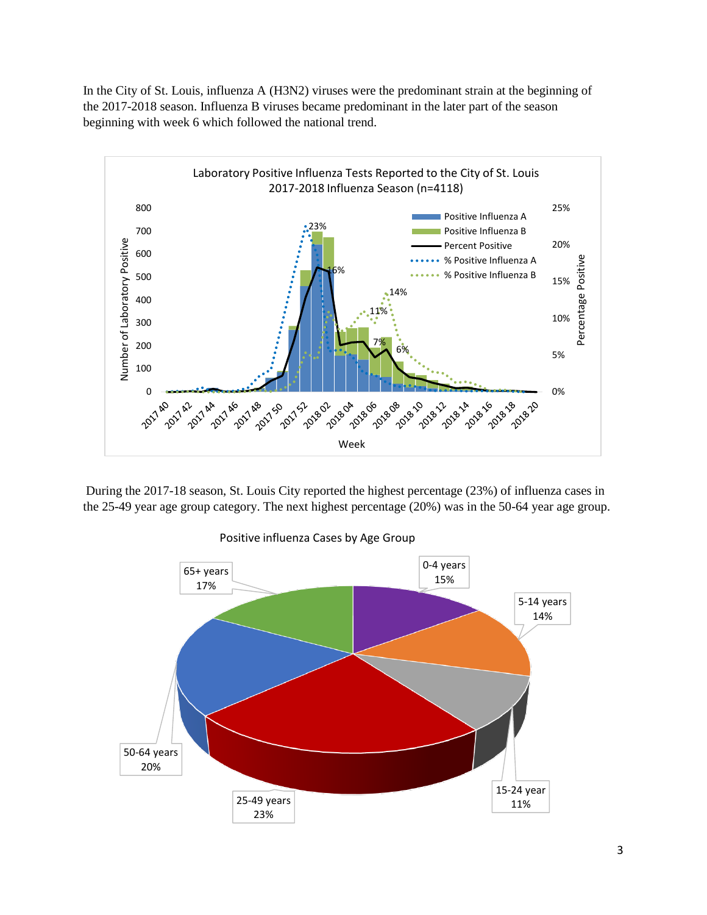In the City of St. Louis, influenza A (H3N2) viruses were the predominant strain at the beginning of the 2017-2018 season. Influenza B viruses became predominant in the later part of the season beginning with week 6 which followed the national trend.

Laboratory Positive Influenza Tests Reported to the City of St. Louis 2017-2018 Influenza Season (n=4118)

During the 2017-18 season, St. Louis City reported the highest percentage (23%) of influenza cases in the 25-49 year age group category. The next highest percentage (20%) was in the 50-64 year age group.

Positive influenza Cases by Age Group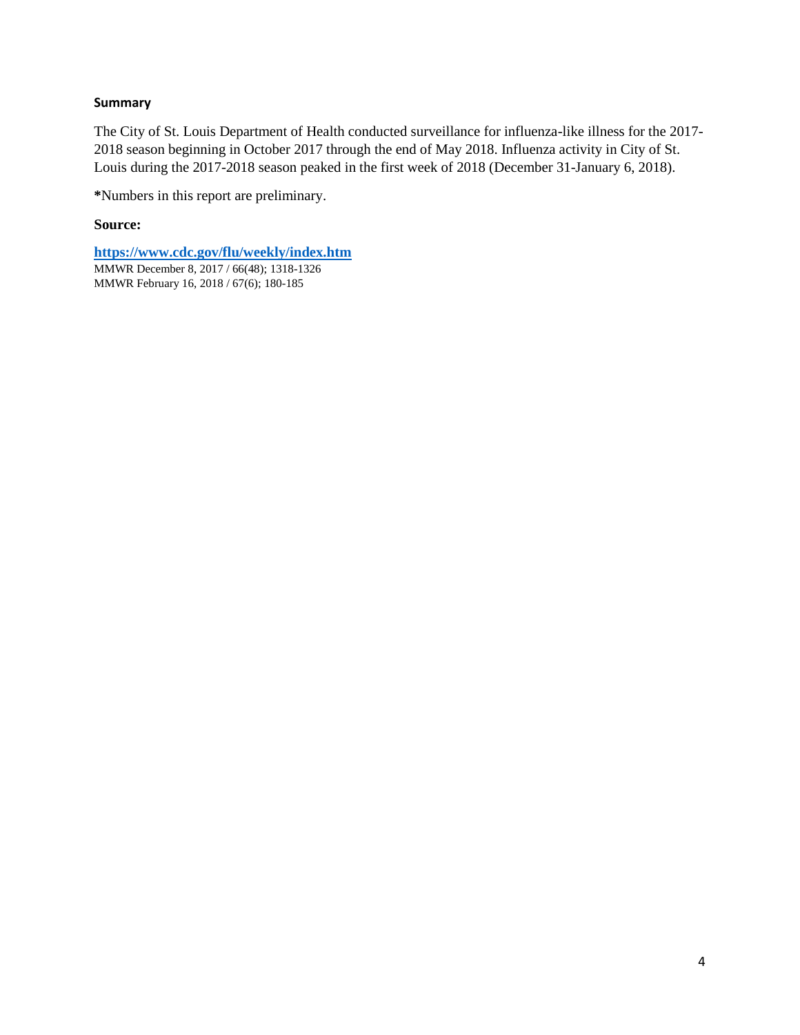## Summary

The City of St. Louis Department of Health conducted surveillance for influenza-like illness for the 2017-2018 season beginning in October 2017 through the end of May 2018. Influenza activity in City of St. Louis during the 2017-2018 season peaked in the first week of 2018 (December 31-January 6, 2018).

**\***Numbers in this report are preliminary.

**Source:**

**[https://www.cdc.gov/flu/weekly/index.htm](https://www.cdc.gov/flu/weekly/index.htm)**

MMWR December 8, 2017 / 66(48); 1318-1326

MMWR February 16, 2018 / 67(6); 180-185